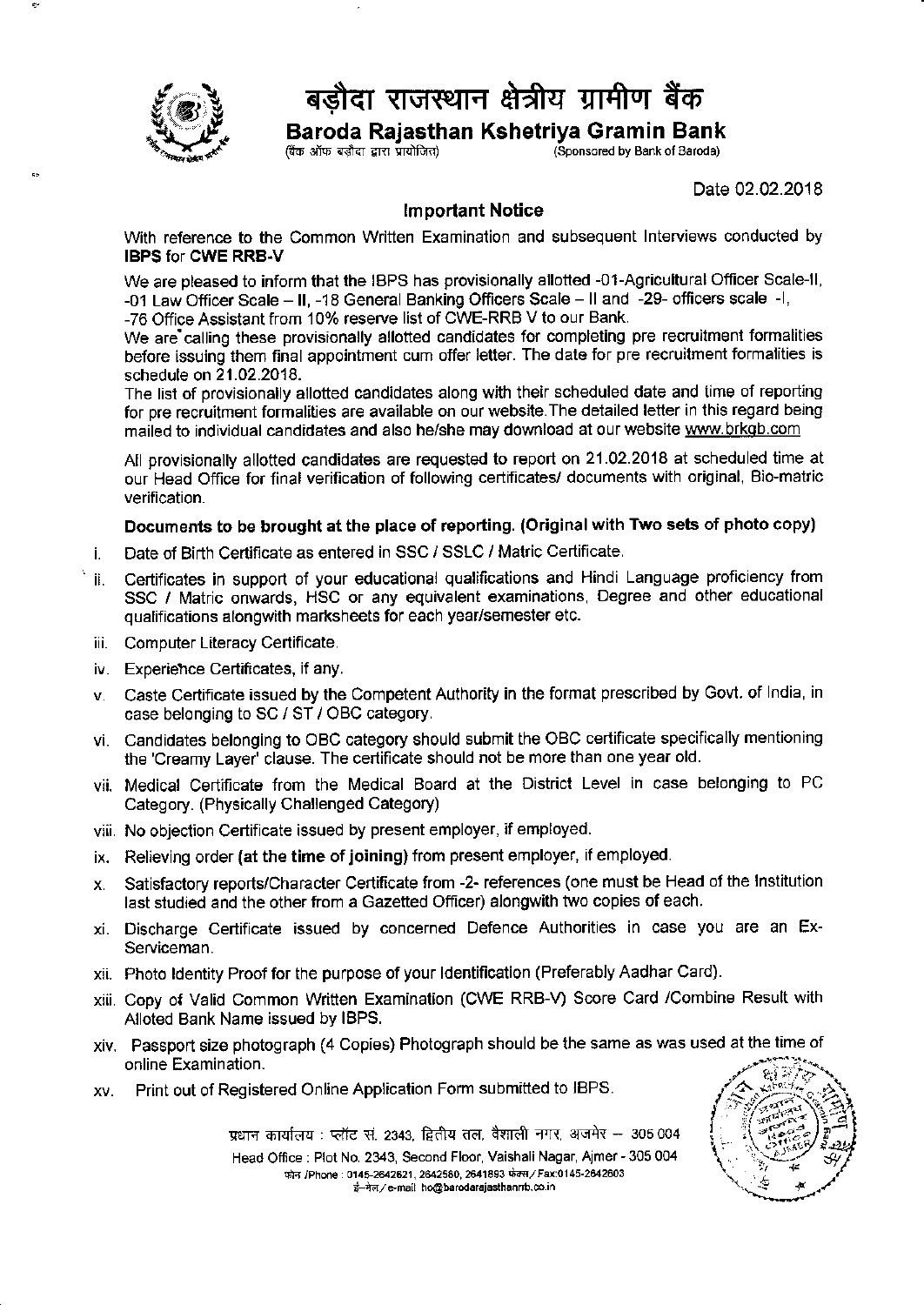# बड़ौदा राजस्थान क्षेत्रीय ग्रामीण बैंक

## Baroda Rajasthan Kshetriya Gramin Bank

(बैंक ऑफ बड़ौदा द्वारा प्रायोजित) (Sponsored by Bank of Baroda)

Date 02.02.2018

### Important Notice

With reference to the Common Written Examination and subsequent Interviews conducted by **IBPS** for **CWE RRB-V**

We are pleased to inform that the IBPS has provisionally allotted -01-Agricultural Officer Scale-II, -01 Law Officer Scale – II, -18 General Banking Officers Scale – II and -29- officers scale -I, -76 Office Assistant from 10% reserve list of CWE-RRB V to our Bank.

We are calling these provisionally allotted candidates for completing pre recruitment formalities before issuing them final appointment cum offer letter. The date for pre recruitment formalities is schedule on 21.02.2018.

The list of provisionally allotted candidates along with their scheduled date and time of reporting for pre recruitment formalities are available on our website.The detailed letter in this regard being mailed to individual candidates and also he/she may download at our website www.brkgb.com

All provisionally allotted candidates are requested to report on 21.02.2018 at scheduled time at our Head Office for final verification of following certificates/ documents with original, Bio-matric verification.

**Documents to be brought at the place of reporting. (Original with Two sets of photo copy)**

i. Date of Birth Certificate as entered in SSC / SSLC / Matric Certificate.

ii. Certificates in support of your educational qualifications and Hindi Language proficiency from SSC / Matric onwards, HSC or any equivalent examinations, Degree and other educational qualifications alongwith marksheets for each year/semester etc.

iii. Computer Literacy Certificate.

iv. Experience Certificates, if any.

v. Caste Certificate issued by the Competent Authority in the format prescribed by Govt. of India, in case belonging to SC / ST / OBC category.

vi. Candidates belonging to OBC category should submit the OBC certificate specifically mentioning the 'Creamy Layer' clause. The certificate should not be more than one year old.

vii. Medical Certificate from the Medical Board at the District Level in case belonging to PC Category. (Physically Challenged Category)

viii. No objection Certificate issued by present employer, if employed.

ix. Relieving order **(at the time of joining)** from present employer, if employed.

x. Satisfactory reports/Character Certificate from -2- references (one must be Head of the Institution last studied and the other from a Gazetted Officer) alongwith two copies of each.

xi. Discharge Certificate issued by concerned Defence Authorities in case you are an Ex-Serviceman.

xii. Photo Identity Proof for the purpose of your Identification (Preferably Aadhar Card).

xiii. Copy of Valid Common Written Examination (CWE RRB-V) Score Card /Combine Result with Alloted Bank Name issued by IBPS.

xiv. Passport size photograph (4 Copies) Photograph should be the same as was used at the time of online Examination.

xv. Print out of Registered Online Application Form submitted to IBPS.

प्रधान कार्यालय : प्लॉट सं. 2343, द्वितीय तल, वैशाली नगर, अजमेर – 305 004
Head Office : Plot No. 2343, Second Floor, Vaishali Nagar, Ajmer - 305 004
फोन /Phone : 0145-2642621, 2642580, 2641893 फेक्स / Fax:0145-2642603
ई-मेल / e-mail ho@barodarajasthanrb.co.in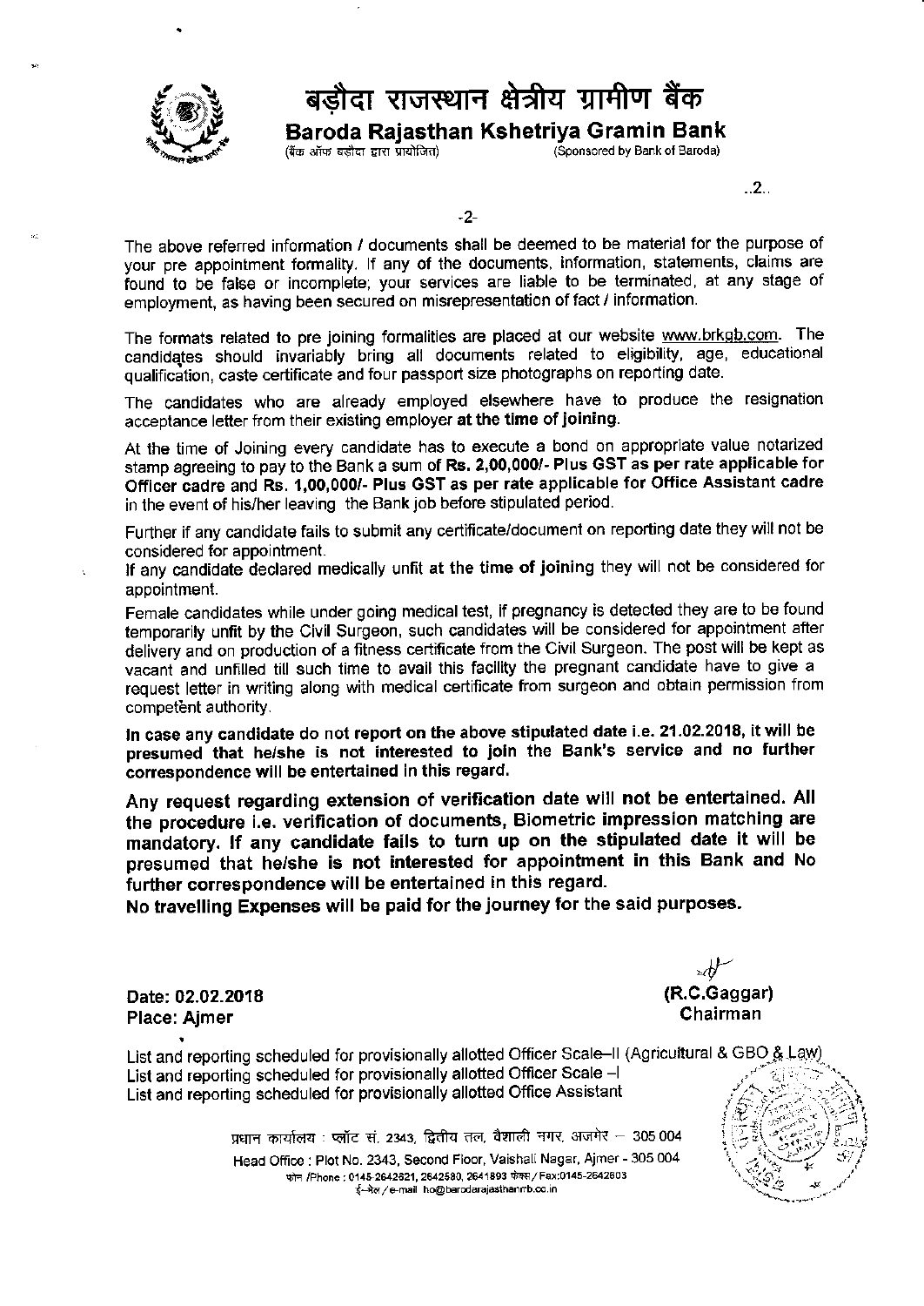The above referred information / documents shall be deemed to be material for the purpose of your pre appointment formality. If any of the documents, information, statements, claims are found to be false or incomplete; your services are liable to be terminated, at any stage of employment, as having been secured on misrepresentation of fact / information.

The formats related to pre joining formalities are placed at our website www.brkgb.com. The candidates should invariably bring all documents related to eligibility, age, educational qualification, caste certificate and four passport size photographs on reporting date.

The candidates who are already employed elsewhere have to produce the resignation acceptance letter from their existing employer **at the time of joining**.

At the time of Joining every candidate has to execute a bond on appropriate value notarized stamp agreeing to pay to the Bank a sum of **Rs. 2,00,000/- Plus GST as per rate applicable for Officer cadre and Rs. 1,00,000/- Plus GST as per rate applicable for Office Assistant cadre** in the event of his/her leaving the Bank job before stipulated period.

Further if any candidate fails to submit any certificate/document on reporting date they will not be considered for appointment.

If any candidate declared medically unfit **at the time of joining** they will not be considered for appointment.

Female candidates while under going medical test, if pregnancy is detected they are to be found temporarily unfit by the Civil Surgeon, such candidates will be considered for appointment after delivery and on production of a fitness certificate from the Civil Surgeon. The post will be kept as vacant and unfilled till such time to avail this facility the pregnant candidate have to give a request letter in writing along with medical certificate from surgeon and obtain permission from competent authority.

**In case any candidate do not report on the above stipulated date i.e. 21.02.2018, it will be presumed that he/she is not interested to join the Bank's service and no further correspondence will be entertained in this regard.**

**Any request regarding extension of verification date will not be entertained. All the procedure i.e. verification of documents, Biometric impression matching are mandatory. If any candidate fails to turn up on the stipulated date it will be presumed that he/she is not interested for appointment in this Bank and No further correspondence will be entertained in this regard.**

**No travelling Expenses will be paid for the journey for the said purposes.**

**Date: 02.02.2018**
**Place: Ajmer**

**(R.C.Gaggar)**
**Chairman**

List and reporting scheduled for provisionally allotted Officer Scale–II (Agricultural & GBO & Law)
List and reporting scheduled for provisionally allotted Officer Scale –I
List and reporting scheduled for provisionally allotted Office Assistant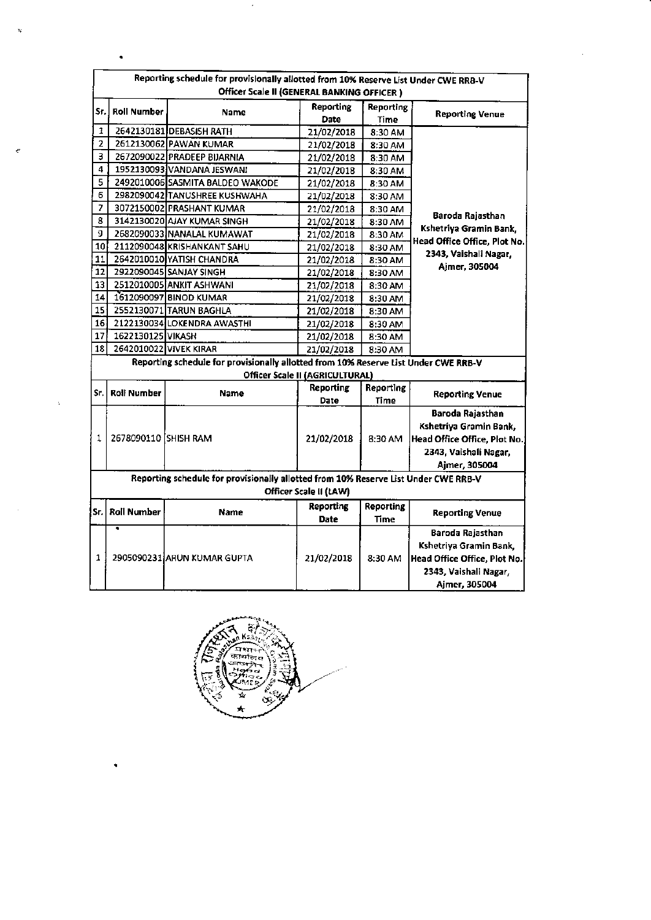**Reporting schedule for provisionally allotted from 10% Reserve List Under CWE RRB-V**
**Officer Scale II (GENERAL BANKING OFFICER )**

| Sr. | Roll Number | Name | Reporting Date | Reporting Time | Reporting Venue |
|---|---|---|---|---|---|
| 1 | 2642130181 | DEBASISH RATH | 21/02/2018 | 8:30 AM | Baroda Rajasthan Kshetriya Gramin Bank, Head Office Office, Plot No. 2343, Vaishali Nagar, Ajmer, 305004 |
| 2 | 2612130062 | PAWAN KUMAR | 21/02/2018 | 8:30 AM | |
| 3 | 2672090022 | PRADEEP BIJARNIA | 21/02/2018 | 8:30 AM | |
| 4 | 1952130093 | VANDANA JESWANI | 21/02/2018 | 8:30 AM | |
| 5 | 2492010006 | SASMITA BALDEO WAKODE | 21/02/2018 | 8:30 AM | |
| 6 | 2982090042 | TANUSHREE KUSHWAHA | 21/02/2018 | 8:30 AM | |
| 7 | 3072150002 | PRASHANT KUMAR | 21/02/2018 | 8:30 AM | |
| 8 | 3142130020 | AJAY KUMAR SINGH | 21/02/2018 | 8:30 AM | |
| 9 | 2682090033 | NANALAL KUMAWAT | 21/02/2018 | 8:30 AM | |
| 10 | 2112090048 | KRISHANKANT SAHU | 21/02/2018 | 8:30 AM | |
| 11 | 2642010010 | YATISH CHANDRA | 21/02/2018 | 8:30 AM | |
| 12 | 2922090045 | SANJAY SINGH | 21/02/2018 | 8:30 AM | |
| 13 | 2512010005 | ANKIT ASHWANI | 21/02/2018 | 8:30 AM | |
| 14 | 1612090097 | BINOD KUMAR | 21/02/2018 | 8:30 AM | |
| 15 | 2552130071 | TARUN BAGHLA | 21/02/2018 | 8:30 AM | |
| 16 | 2122130034 | LOKENDRA AWASTHI | 21/02/2018 | 8:30 AM | |
| 17 | 1622130125 | VIKASH | 21/02/2018 | 8:30 AM | |
| 18 | 2642010022 | VIVEK KIRAR | 21/02/2018 | 8:30 AM | |

**Reporting schedule for provisionally allotted from 10% Reserve List Under CWE RRB-V**
**Officer Scale II (AGRICULTURAL)**

| Sr. | Roll Number | Name | Reporting Date | Reporting Time | Reporting Venue |
|---|---|---|---|---|---|
| 1 | 2678090110 | SHISH RAM | 21/02/2018 | 8:30 AM | Baroda Rajasthan Kshetriya Gramin Bank, Head Office Office, Plot No. 2343, Vaishali Nagar, Ajmer, 305004 |

**Reporting schedule for provisionally allotted from 10% Reserve List Under CWE RRB-V**
**Officer Scale II (LAW)**

| Sr. | Roll Number | Name | Reporting Date | Reporting Time | Reporting Venue |
|---|---|---|---|---|---|
| 1 | 2905090231 | ARUN KUMAR GUPTA | 21/02/2018 | 8:30 AM | Baroda Rajasthan Kshetriya Gramin Bank, Head Office Office, Plot No. 2343, Vaishali Nagar, Ajmer, 305004 |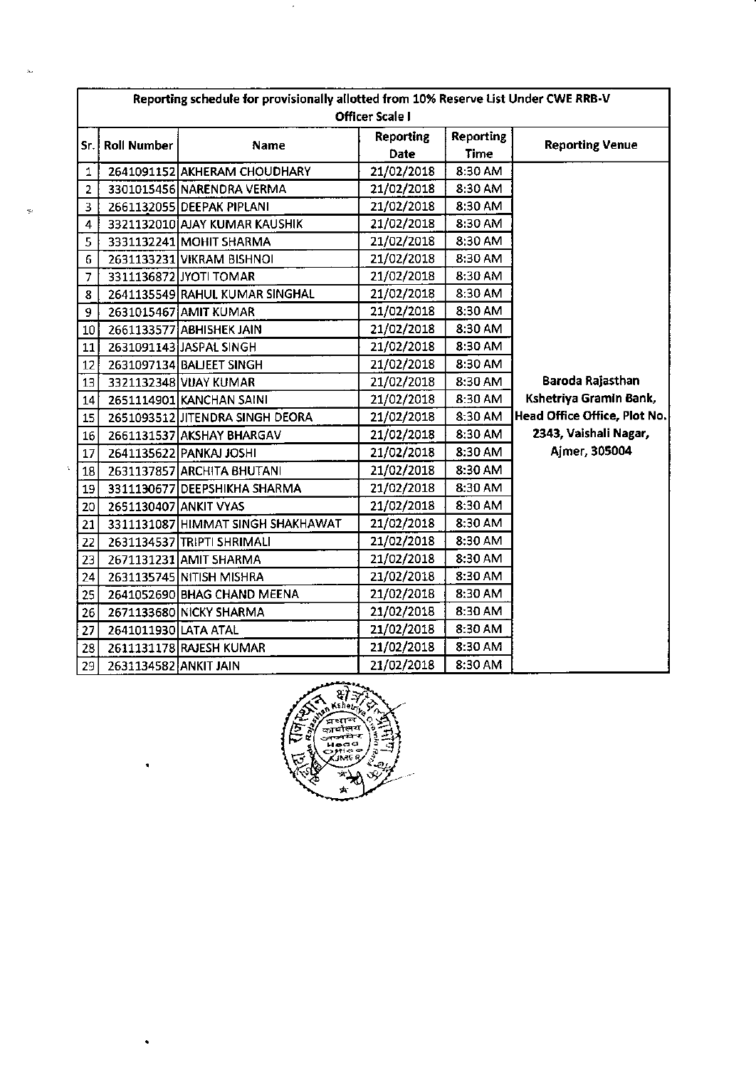| Reporting schedule for provisionally allotted from 10% Reserve List Under CWE RRB-V Officer Scale I | | | | | |
|---|---|---|---|---|---|
| **Sr.** | **Roll Number** | **Name** | **Reporting Date** | **Reporting Time** | **Reporting Venue** |
| 1 | 2641091152 | AKHERAM CHOUDHARY | 21/02/2018 | 8:30 AM | **Baroda Rajasthan Kshetriya Gramin Bank, Head Office Office, Plot No. 2343, Vaishali Nagar, Ajmer, 305004** |
| 2 | 3301015456 | NARENDRA VERMA | 21/02/2018 | 8:30 AM | |
| 3 | 2661132055 | DEEPAK PIPLANI | 21/02/2018 | 8:30 AM | |
| 4 | 3321132010 | AJAY KUMAR KAUSHIK | 21/02/2018 | 8:30 AM | |
| 5 | 3331132241 | MOHIT SHARMA | 21/02/2018 | 8:30 AM | |
| 6 | 2631133231 | VIKRAM BISHNOI | 21/02/2018 | 8:30 AM | |
| 7 | 3311136872 | JYOTI TOMAR | 21/02/2018 | 8:30 AM | |
| 8 | 2641135549 | RAHUL KUMAR SINGHAL | 21/02/2018 | 8:30 AM | |
| 9 | 2631015467 | AMIT KUMAR | 21/02/2018 | 8:30 AM | |
| 10 | 2661133577 | ABHISHEK JAIN | 21/02/2018 | 8:30 AM | |
| 11 | 2631091143 | JASPAL SINGH | 21/02/2018 | 8:30 AM | |
| 12 | 2631097134 | BALJEET SINGH | 21/02/2018 | 8:30 AM | |
| 13 | 3321132348 | VIJAY KUMAR | 21/02/2018 | 8:30 AM | |
| 14 | 2651114901 | KANCHAN SAINI | 21/02/2018 | 8:30 AM | |
| 15 | 2651093512 | JITENDRA SINGH DEORA | 21/02/2018 | 8:30 AM | |
| 16 | 2661131537 | AKSHAY BHARGAV | 21/02/2018 | 8:30 AM | |
| 17 | 2641135622 | PANKAJ JOSHI | 21/02/2018 | 8:30 AM | |
| 18 | 2631137857 | ARCHITA BHUTANI | 21/02/2018 | 8:30 AM | |
| 19 | 3311130677 | DEEPSHIKHA SHARMA | 21/02/2018 | 8:30 AM | |
| 20 | 2651130407 | ANKIT VYAS | 21/02/2018 | 8:30 AM | |
| 21 | 3311131087 | HIMMAT SINGH SHAKHAWAT | 21/02/2018 | 8:30 AM | |
| 22 | 2631134537 | TRIPTI SHRIMALI | 21/02/2018 | 8:30 AM | |
| 23 | 2671131231 | AMIT SHARMA | 21/02/2018 | 8:30 AM | |
| 24 | 2631135745 | NITISH MISHRA | 21/02/2018 | 8:30 AM | |
| 25 | 2641052690 | BHAG CHAND MEENA | 21/02/2018 | 8:30 AM | |
| 26 | 2671133680 | NICKY SHARMA | 21/02/2018 | 8:30 AM | |
| 27 | 2641011930 | LATA ATAL | 21/02/2018 | 8:30 AM | |
| 28 | 2611131178 | RAJESH KUMAR | 21/02/2018 | 8:30 AM | |
| 29 | 2631134582 | ANKIT JAIN | 21/02/2018 | 8:30 AM | |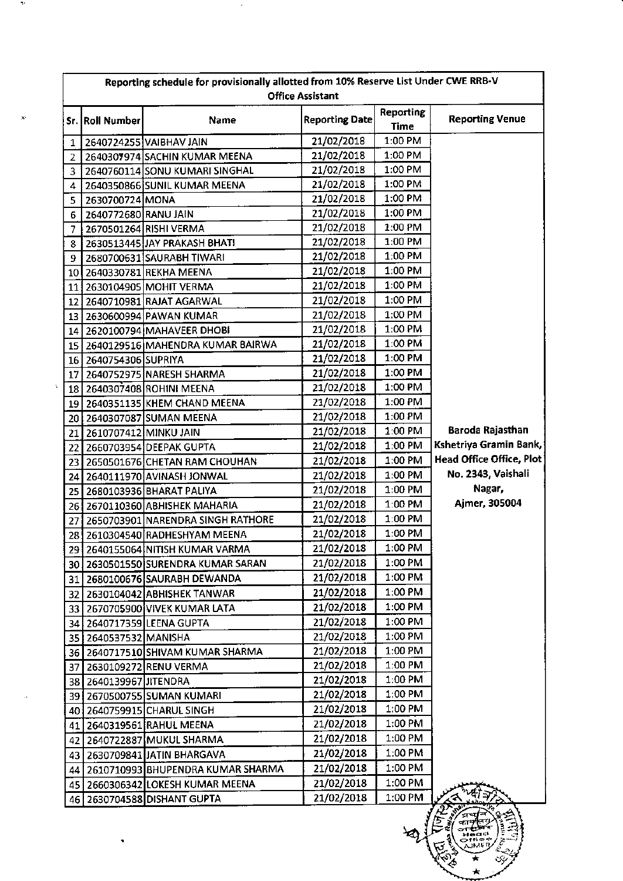| Reporting schedule for provisionally allotted from 10% Reserve List Under CWE RRB-V Office Assistant | | | | | |
|---|---|---|---|---|---|
| Sr. | Roll Number | Name | Reporting Date | Reporting Time | Reporting Venue |
| 1 | 2640724255 | VAIBHAV JAIN | 21/02/2018 | 1:00 PM | Baroda Rajasthan Kshetriya Gramin Bank, Head Office Office, Plot No. 2343, Vaishali Nagar, Ajmer, 305004 |
| 2 | 2640307974 | SACHIN KUMAR MEENA | 21/02/2018 | 1:00 PM | |
| 3 | 2640760114 | SONU KUMARI SINGHAL | 21/02/2018 | 1:00 PM | |
| 4 | 2640350866 | SUNIL KUMAR MEENA | 21/02/2018 | 1:00 PM | |
| 5 | 2630700724 | MONA | 21/02/2018 | 1:00 PM | |
| 6 | 2640772680 | RANU JAIN | 21/02/2018 | 1:00 PM | |
| 7 | 2670501264 | RISHI VERMA | 21/02/2018 | 1:00 PM | |
| 8 | 2630513445 | JAY PRAKASH BHATI | 21/02/2018 | 1:00 PM | |
| 9 | 2680700631 | SAURABH TIWARI | 21/02/2018 | 1:00 PM | |
| 10 | 2640330781 | REKHA MEENA | 21/02/2018 | 1:00 PM | |
| 11 | 2630104905 | MOHIT VERMA | 21/02/2018 | 1:00 PM | |
| 12 | 2640710981 | RAJAT AGARWAL | 21/02/2018 | 1:00 PM | |
| 13 | 2630600994 | PAWAN KUMAR | 21/02/2018 | 1:00 PM | |
| 14 | 2620100794 | MAHAVEER DHOBI | 21/02/2018 | 1:00 PM | |
| 15 | 2640129516 | MAHENDRA KUMAR BAIRWA | 21/02/2018 | 1:00 PM | |
| 16 | 2640754306 | SUPRIYA | 21/02/2018 | 1:00 PM | |
| 17 | 2640752975 | NARESH SHARMA | 21/02/2018 | 1:00 PM | |
| 18 | 2640307408 | ROHINI MEENA | 21/02/2018 | 1:00 PM | |
| 19 | 2640351135 | KHEM CHAND MEENA | 21/02/2018 | 1:00 PM | |
| 20 | 2640307087 | SUMAN MEENA | 21/02/2018 | 1:00 PM | |
| 21 | 2610707412 | MINKU JAIN | 21/02/2018 | 1:00 PM | |
| 22 | 2660703954 | DEEPAK GUPTA | 21/02/2018 | 1:00 PM | |
| 23 | 2650501676 | CHETAN RAM CHOUHAN | 21/02/2018 | 1:00 PM | |
| 24 | 2640111970 | AVINASH JONWAL | 21/02/2018 | 1:00 PM | |
| 25 | 2680103936 | BHARAT PALIYA | 21/02/2018 | 1:00 PM | |
| 26 | 2670110360 | ABHISHEK MAHARIA | 21/02/2018 | 1:00 PM | |
| 27 | 2650703901 | NARENDRA SINGH RATHORE | 21/02/2018 | 1:00 PM | |
| 28 | 2610304540 | RADHESHYAM MEENA | 21/02/2018 | 1:00 PM | |
| 29 | 2640155064 | NITISH KUMAR VARMA | 21/02/2018 | 1:00 PM | |
| 30 | 2630501550 | SURENDRA KUMAR SARAN | 21/02/2018 | 1:00 PM | |
| 31 | 2680100676 | SAURABH DEWANDA | 21/02/2018 | 1:00 PM | |
| 32 | 2630104042 | ABHISHEK TANWAR | 21/02/2018 | 1:00 PM | |
| 33 | 2670705900 | VIVEK KUMAR LATA | 21/02/2018 | 1:00 PM | |
| 34 | 2640717359 | LEENA GUPTA | 21/02/2018 | 1:00 PM | |
| 35 | 2640537532 | MANISHA | 21/02/2018 | 1:00 PM | |
| 36 | 2640717510 | SHIVAM KUMAR SHARMA | 21/02/2018 | 1:00 PM | |
| 37 | 2630109272 | RENU VERMA | 21/02/2018 | 1:00 PM | |
| 38 | 2640139967 | JITENDRA | 21/02/2018 | 1:00 PM | |
| 39 | 2670500755 | SUMAN KUMARI | 21/02/2018 | 1:00 PM | |
| 40 | 2640759915 | CHARUL SINGH | 21/02/2018 | 1:00 PM | |
| 41 | 2640319561 | RAHUL MEENA | 21/02/2018 | 1:00 PM | |
| 42 | 2640722887 | MUKUL SHARMA | 21/02/2018 | 1:00 PM | |
| 43 | 2630709841 | JATIN BHARGAVA | 21/02/2018 | 1:00 PM | |
| 44 | 2610710993 | BHUPENDRA KUMAR SHARMA | 21/02/2018 | 1:00 PM | |
| 45 | 2660306342 | LOKESH KUMAR MEENA | 21/02/2018 | 1:00 PM | |
| 46 | 2630704588 | DISHANT GUPTA | 21/02/2018 | 1:00 PM | |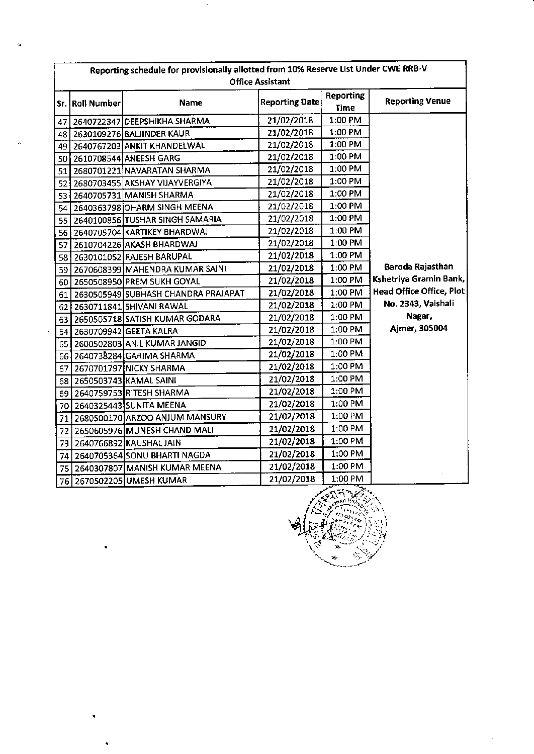| Reporting schedule for provisionally allotted from 10% Reserve List Under CWE RRB-V Office Assistant | | | | | |
|---|---|---|---|---|---|
| Sr. | Roll Number | Name | Reporting Date | Reporting Time | Reporting Venue |
| 47 | 2640722347 | DEEPSHIKHA SHARMA | 21/02/2018 | 1:00 PM | Baroda Rajasthan Kshetriya Gramin Bank, Head Office Office, Plot No. 2343, Vaishali Nagar, Ajmer, 305004 |
| 48 | 2630109276 | BALJINDER KAUR | 21/02/2018 | 1:00 PM | |
| 49 | 2640767203 | ANKIT KHANDELWAL | 21/02/2018 | 1:00 PM | |
| 50 | 2610708544 | ANEESH GARG | 21/02/2018 | 1:00 PM | |
| 51 | 2680701221 | NAVARATAN SHARMA | 21/02/2018 | 1:00 PM | |
| 52 | 2680703455 | AKSHAY VIJAYVERGIYA | 21/02/2018 | 1:00 PM | |
| 53 | 2640705731 | MANISH SHARMA | 21/02/2018 | 1:00 PM | |
| 54 | 2640363798 | DHARM SINGH MEENA | 21/02/2018 | 1:00 PM | |
| 55 | 2640100856 | TUSHAR SINGH SAMARIA | 21/02/2018 | 1:00 PM | |
| 56 | 2640705704 | KARTIKEY BHARDWAJ | 21/02/2018 | 1:00 PM | |
| 57 | 2610704226 | AKASH BHARDWAJ | 21/02/2018 | 1:00 PM | |
| 58 | 2630101052 | RAJESH BARUPAL | 21/02/2018 | 1:00 PM | |
| 59 | 2670608399 | MAHENDRA KUMAR SAINI | 21/02/2018 | 1:00 PM | |
| 60 | 2650508950 | PREM SUKH GOYAL | 21/02/2018 | 1:00 PM | |
| 61 | 2630505949 | SUBHASH CHANDRA PRAJAPAT | 21/02/2018 | 1:00 PM | |
| 62 | 2630711841 | SHIVANI RAWAL | 21/02/2018 | 1:00 PM | |
| 63 | 2650505718 | SATISH KUMAR GODARA | 21/02/2018 | 1:00 PM | |
| 64 | 2630709942 | GEETA KALRA | 21/02/2018 | 1:00 PM | |
| 65 | 2600502803 | ANIL KUMAR JANGID | 21/02/2018 | 1:00 PM | |
| 66 | 2640738284 | GARIMA SHARMA | 21/02/2018 | 1:00 PM | |
| 67 | 2670701797 | NICKY SHARMA | 21/02/2018 | 1:00 PM | |
| 68 | 2650503743 | KAMAL SAINI | 21/02/2018 | 1:00 PM | |
| 69 | 2640759753 | RITESH SHARMA | 21/02/2018 | 1:00 PM | |
| 70 | 2640325443 | SUNITA MEENA | 21/02/2018 | 1:00 PM | |
| 71 | 2680500170 | ARZOO ANJUM MANSURY | 21/02/2018 | 1:00 PM | |
| 72 | 2650605976 | MUNESH CHAND MALI | 21/02/2018 | 1:00 PM | |
| 73 | 2640766892 | KAUSHAL JAIN | 21/02/2018 | 1:00 PM | |
| 74 | 2640705364 | SONU BHARTI NAGDA | 21/02/2018 | 1:00 PM | |
| 75 | 2640307807 | MANISH KUMAR MEENA | 21/02/2018 | 1:00 PM | |
| 76 | 2670502205 | UMESH KUMAR | 21/02/2018 | 1:00 PM | |